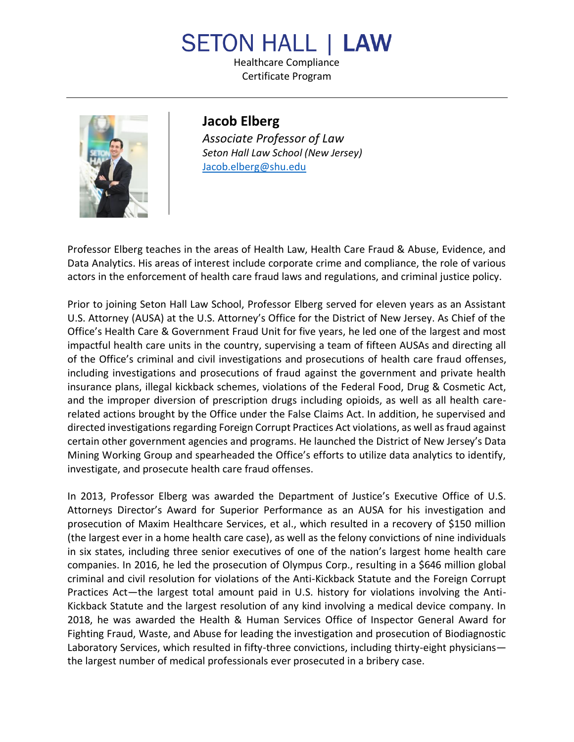# SETON HALL | LAW

Healthcare Compliance Certificate Program

---

## Jacob Elberg

*Associate Professor of Law*

*Seton Hall Law School (New Jersey)*

[Jacob.elberg@shu.edu](mailto:Jacob.elberg@shu.edu)

Professor Elberg teaches in the areas of Health Law, Health Care Fraud & Abuse, Evidence, and Data Analytics. His areas of interest include corporate crime and compliance, the role of various actors in the enforcement of health care fraud laws and regulations, and criminal justice policy.

Prior to joining Seton Hall Law School, Professor Elberg served for eleven years as an Assistant U.S. Attorney (AUSA) at the U.S. Attorney's Office for the District of New Jersey. As Chief of the Office's Health Care & Government Fraud Unit for five years, he led one of the largest and most impactful health care units in the country, supervising a team of fifteen AUSAs and directing all of the Office's criminal and civil investigations and prosecutions of health care fraud offenses, including investigations and prosecutions of fraud against the government and private health insurance plans, illegal kickback schemes, violations of the Federal Food, Drug & Cosmetic Act, and the improper diversion of prescription drugs including opioids, as well as all health care-related actions brought by the Office under the False Claims Act. In addition, he supervised and directed investigations regarding Foreign Corrupt Practices Act violations, as well as fraud against certain other government agencies and programs. He launched the District of New Jersey's Data Mining Working Group and spearheaded the Office's efforts to utilize data analytics to identify, investigate, and prosecute health care fraud offenses.

In 2013, Professor Elberg was awarded the Department of Justice's Executive Office of U.S. Attorneys Director's Award for Superior Performance as an AUSA for his investigation and prosecution of Maxim Healthcare Services, et al., which resulted in a recovery of $150 million (the largest ever in a home health care case), as well as the felony convictions of nine individuals in six states, including three senior executives of one of the nation's largest home health care companies. In 2016, he led the prosecution of Olympus Corp., resulting in a $646 million global criminal and civil resolution for violations of the Anti-Kickback Statute and the Foreign Corrupt Practices Act—the largest total amount paid in U.S. history for violations involving the Anti-Kickback Statute and the largest resolution of any kind involving a medical device company. In 2018, he was awarded the Health & Human Services Office of Inspector General Award for Fighting Fraud, Waste, and Abuse for leading the investigation and prosecution of Biodiagnostic Laboratory Services, which resulted in fifty-three convictions, including thirty-eight physicians—the largest number of medical professionals ever prosecuted in a bribery case.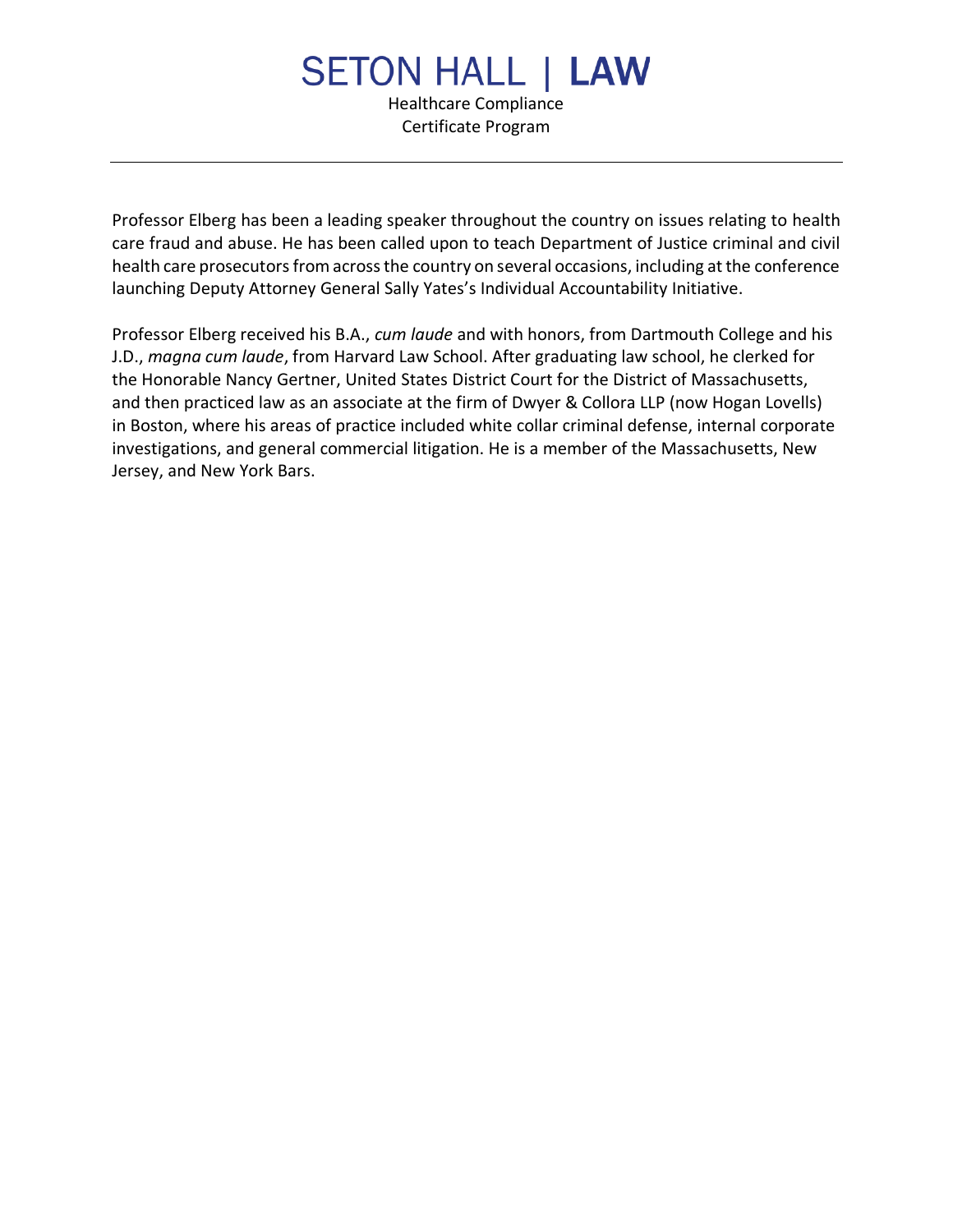Professor Elberg has been a leading speaker throughout the country on issues relating to health care fraud and abuse. He has been called upon to teach Department of Justice criminal and civil health care prosecutors from across the country on several occasions, including at the conference launching Deputy Attorney General Sally Yates's Individual Accountability Initiative.

Professor Elberg received his B.A., *cum laude* and with honors, from Dartmouth College and his J.D., *magna cum laude*, from Harvard Law School. After graduating law school, he clerked for the Honorable Nancy Gertner, United States District Court for the District of Massachusetts, and then practiced law as an associate at the firm of Dwyer & Collora LLP (now Hogan Lovells) in Boston, where his areas of practice included white collar criminal defense, internal corporate investigations, and general commercial litigation. He is a member of the Massachusetts, New Jersey, and New York Bars.